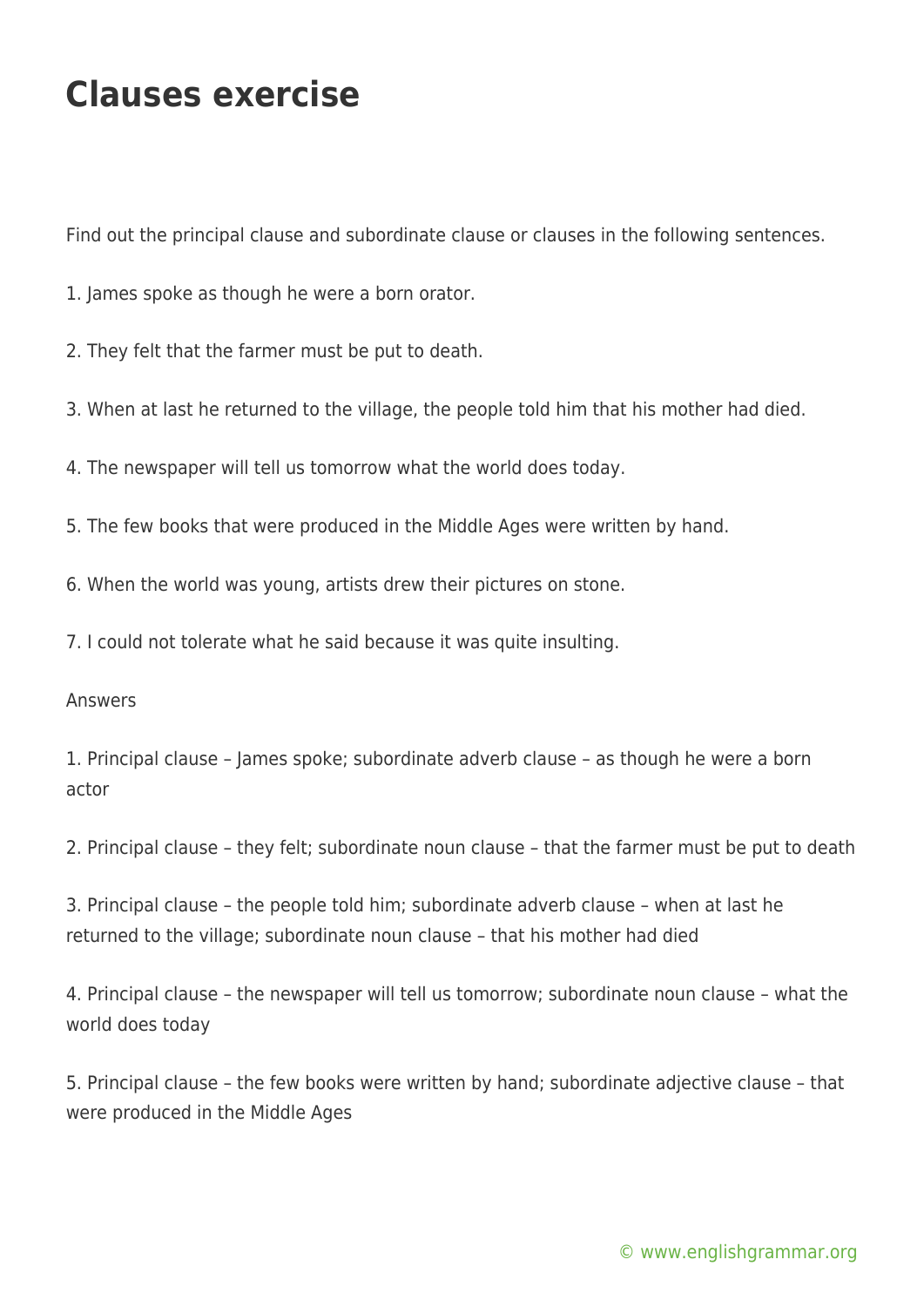# Clauses exercise

Find out the principal clause and subordinate clause or clauses in the following sentences.

1. James spoke as though he were a born orator.

2. They felt that the farmer must be put to death.

3. When at last he returned to the village, the people told him that his mother had died.

4. The newspaper will tell us tomorrow what the world does today.

5. The few books that were produced in the Middle Ages were written by hand.

6. When the world was young, artists drew their pictures on stone.

7. I could not tolerate what he said because it was quite insulting.

Answers

1. Principal clause – James spoke; subordinate adverb clause – as though he were a born actor

2. Principal clause – they felt; subordinate noun clause – that the farmer must be put to death

3. Principal clause – the people told him; subordinate adverb clause – when at last he returned to the village; subordinate noun clause – that his mother had died

4. Principal clause – the newspaper will tell us tomorrow; subordinate noun clause – what the world does today

5. Principal clause – the few books were written by hand; subordinate adjective clause – that were produced in the Middle Ages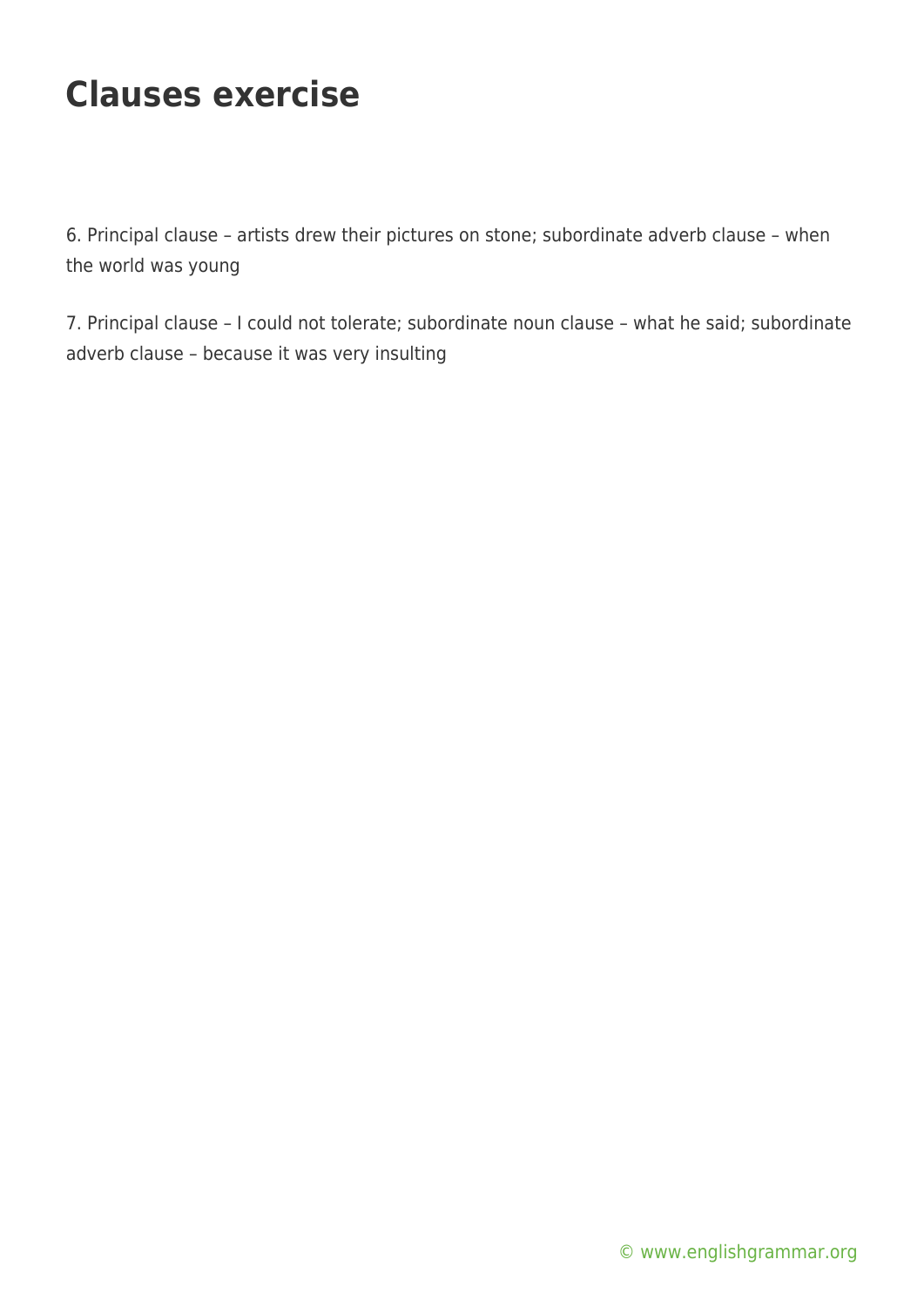# Clauses exercise

6. Principal clause – artists drew their pictures on stone; subordinate adverb clause – when the world was young

7. Principal clause – I could not tolerate; subordinate noun clause – what he said; subordinate adverb clause – because it was very insulting